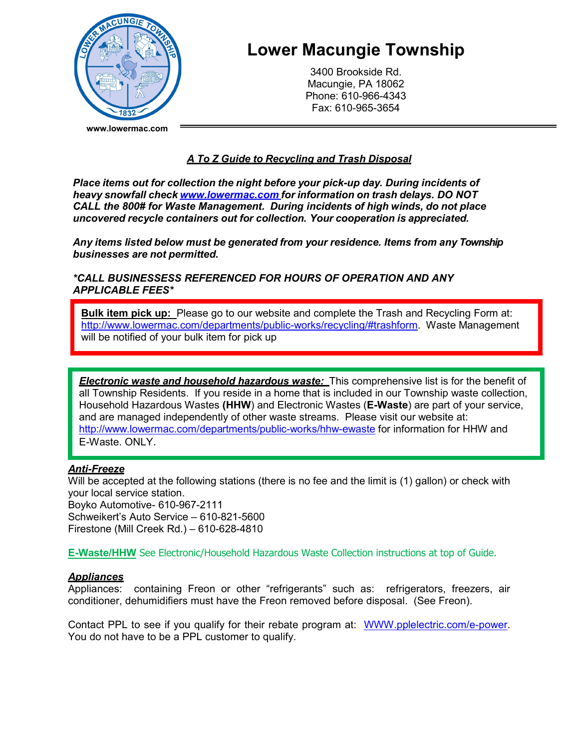# Lower Macungie Township

3400 Brookside Rd.
Macungie, PA 18062
Phone: 610-966-4343
Fax: 610-965-3654

www.lowermac.com

## ***A To Z Guide to Recycling and Trash Disposal***

***Place items out for collection the night before your pick-up day. During incidents of heavy snowfall check [www.lowermac.com](http://www.lowermac.com) for information on trash delays. DO NOT CALL the 800# for Waste Management. During incidents of high winds, do not place uncovered recycle containers out for collection. Your cooperation is appreciated.***

***Any items listed below must be generated from your residence. Items from any Township businesses are not permitted.***

****CALL BUSINESSESS REFERENCED FOR HOURS OF OPERATION AND ANY APPLICABLE FEES****

**Bulk item pick up:** Please go to our website and complete the Trash and Recycling Form at: http://www.lowermac.com/departments/public-works/recycling/#trashform. Waste Management will be notified of your bulk item for pick up

***Electronic waste and household hazardous waste:*** This comprehensive list is for the benefit of all Township Residents. If you reside in a home that is included in our Township waste collection, Household Hazardous Wastes **(HHW)** and Electronic Wastes (**E-Waste**) are part of your service, and are managed independently of other waste streams. Please visit our website at: http://www.lowermac.com/departments/public-works/hhw-ewaste for information for HHW and E-Waste. ONLY.

### ***Anti-Freeze***

Will be accepted at the following stations (there is no fee and the limit is (1) gallon) or check with your local service station.
Boyko Automotive- 610-967-2111
Schweikert's Auto Service – 610-821-5600
Firestone (Mill Creek Rd.) – 610-628-4810

**E-Waste/HHW** See Electronic/Household Hazardous Waste Collection instructions at top of Guide.

### ***Appliances***

Appliances: containing Freon or other "refrigerants" such as: refrigerators, freezers, air conditioner, dehumidifiers must have the Freon removed before disposal. (See Freon).

Contact PPL to see if you qualify for their rebate program at: WWW.pplelectric.com/e-power. You do not have to be a PPL customer to qualify.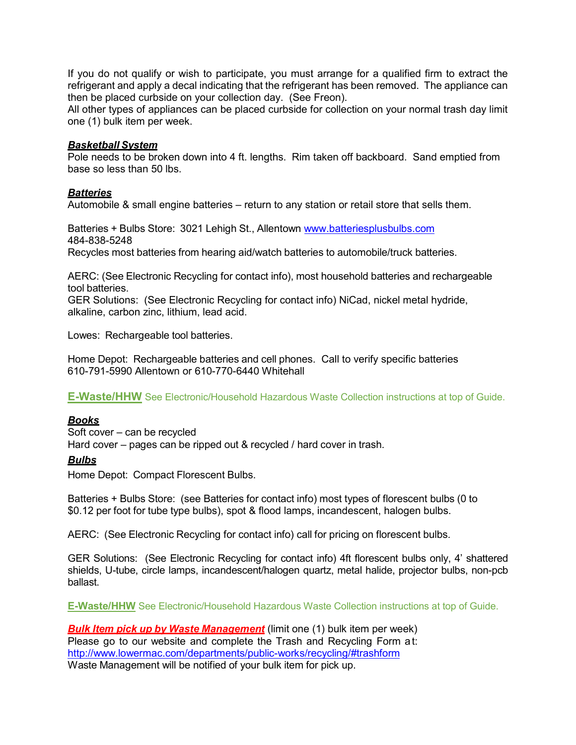If you do not qualify or wish to participate, you must arrange for a qualified firm to extract the refrigerant and apply a decal indicating that the refrigerant has been removed. The appliance can then be placed curbside on your collection day. (See Freon).
All other types of appliances can be placed curbside for collection on your normal trash day limit one (1) bulk item per week.

***Basketball System***
Pole needs to be broken down into 4 ft. lengths. Rim taken off backboard. Sand emptied from base so less than 50 lbs.

***Batteries***
Automobile & small engine batteries – return to any station or retail store that sells them.

Batteries + Bulbs Store: 3021 Lehigh St., Allentown [www.batteriesplusbulbs.com](www.batteriesplusbulbs.com)
484-838-5248
Recycles most batteries from hearing aid/watch batteries to automobile/truck batteries.

AERC: (See Electronic Recycling for contact info), most household batteries and rechargeable tool batteries.
GER Solutions: (See Electronic Recycling for contact info) NiCad, nickel metal hydride, alkaline, carbon zinc, lithium, lead acid.

Lowes: Rechargeable tool batteries.

Home Depot: Rechargeable batteries and cell phones. Call to verify specific batteries
610-791-5990 Allentown or 610-770-6440 Whitehall

**E-Waste/HHW** See Electronic/Household Hazardous Waste Collection instructions at top of Guide.

***Books***
Soft cover – can be recycled
Hard cover – pages can be ripped out & recycled / hard cover in trash.

***Bulbs***
Home Depot: Compact Florescent Bulbs.

Batteries + Bulbs Store: (see Batteries for contact info) most types of florescent bulbs (0 to $0.12 per foot for tube type bulbs), spot & flood lamps, incandescent, halogen bulbs.

AERC: (See Electronic Recycling for contact info) call for pricing on florescent bulbs.

GER Solutions: (See Electronic Recycling for contact info) 4ft florescent bulbs only, 4' shattered shields, U-tube, circle lamps, incandescent/halogen quartz, metal halide, projector bulbs, non-pcb ballast.

**E-Waste/HHW** See Electronic/Household Hazardous Waste Collection instructions at top of Guide.

***Bulk Item pick up by Waste Management*** (limit one (1) bulk item per week)
Please go to our website and complete the Trash and Recycling Form at:
[http://www.lowermac.com/departments/public-works/recycling/#trashform](http://www.lowermac.com/departments/public-works/recycling/#trashform)
Waste Management will be notified of your bulk item for pick up.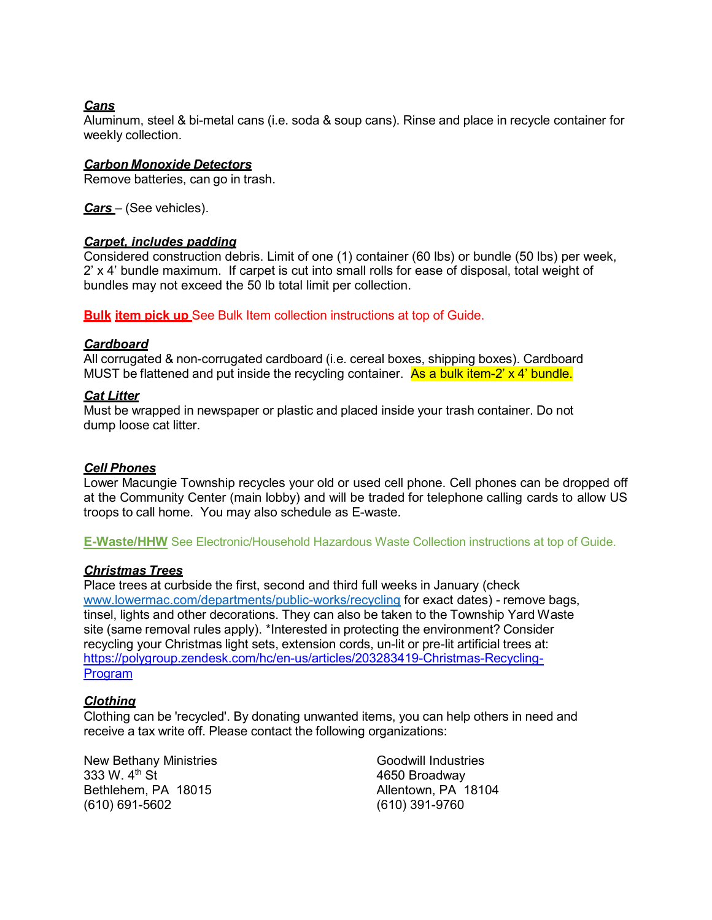***Cans***
Aluminum, steel & bi-metal cans (i.e. soda & soup cans). Rinse and place in recycle container for weekly collection.

***Carbon Monoxide Detectors***
Remove batteries, can go in trash.

***Cars*** – (See vehicles).

***Carpet, includes padding***
Considered construction debris. Limit of one (1) container (60 lbs) or bundle (50 lbs) per week, 2' x 4' bundle maximum. If carpet is cut into small rolls for ease of disposal, total weight of bundles may not exceed the 50 lb total limit per collection.

**Bulk item pick up** See Bulk Item collection instructions at top of Guide.

***Cardboard***
All corrugated & non-corrugated cardboard (i.e. cereal boxes, shipping boxes). Cardboard MUST be flattened and put inside the recycling container. As a bulk item-2' x 4' bundle.

***Cat Litter***
Must be wrapped in newspaper or plastic and placed inside your trash container. Do not dump loose cat litter.

***Cell Phones***
Lower Macungie Township recycles your old or used cell phone. Cell phones can be dropped off at the Community Center (main lobby) and will be traded for telephone calling cards to allow US troops to call home. You may also schedule as E-waste.

**E-Waste/HHW** See Electronic/Household Hazardous Waste Collection instructions at top of Guide.

***Christmas Trees***
Place trees at curbside the first, second and third full weeks in January (check www.lowermac.com/departments/public-works/recycling for exact dates) - remove bags, tinsel, lights and other decorations. They can also be taken to the Township Yard Waste site (same removal rules apply). *Interested in protecting the environment? Consider recycling your Christmas light sets, extension cords, un-lit or pre-lit artificial trees at: https://polygroup.zendesk.com/hc/en-us/articles/203283419-Christmas-Recycling-Program

***Clothing***
Clothing can be 'recycled'. By donating unwanted items, you can help others in need and receive a tax write off. Please contact the following organizations:

New Bethany Ministries
333 W. 4th St
Bethlehem, PA 18015
(610) 691-5602

Goodwill Industries
4650 Broadway
Allentown, PA 18104
(610) 391-9760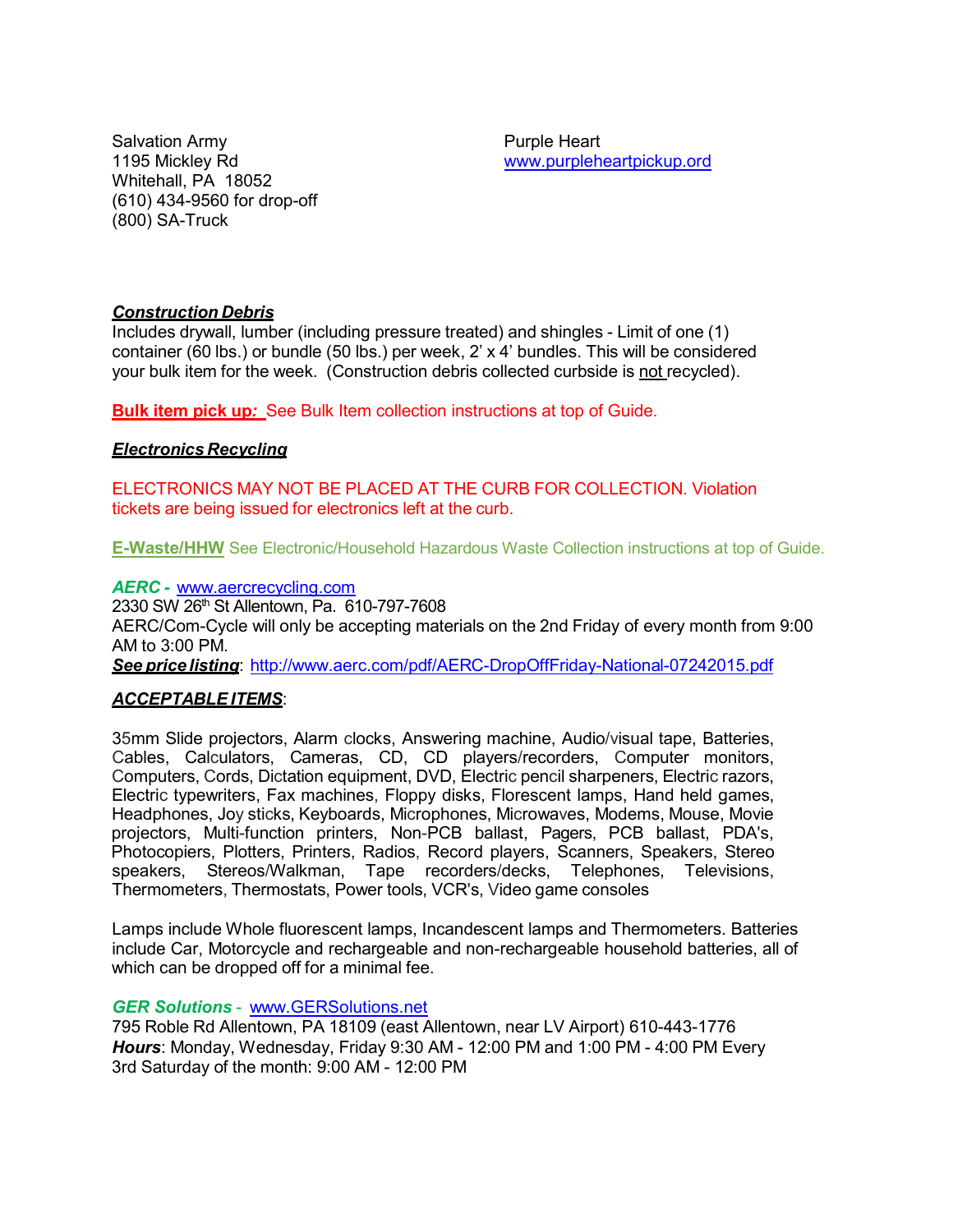Salvation Army
1195 Mickley Rd
Whitehall, PA 18052
(610) 434-9560 for drop-off
(800) SA-Truck

Purple Heart
www.purpleheartpickup.ord

***Construction Debris***
Includes drywall, lumber (including pressure treated) and shingles - Limit of one (1) container (60 lbs.) or bundle (50 lbs.) per week, 2' x 4' bundles. This will be considered your bulk item for the week. (Construction debris collected curbside is not recycled).

**Bulk item pick up:** See Bulk Item collection instructions at top of Guide.

***Electronics Recycling***

ELECTRONICS MAY NOT BE PLACED AT THE CURB FOR COLLECTION. Violation tickets are being issued for electronics left at the curb.

**E-Waste/HHW** See Electronic/Household Hazardous Waste Collection instructions at top of Guide.

***AERC -*** www.aercrecycling.com
2330 SW 26th St Allentown, Pa. 610-797-7608
AERC/Com-Cycle will only be accepting materials on the 2nd Friday of every month from 9:00 AM to 3:00 PM.
***See price listing***: http://www.aerc.com/pdf/AERC-DropOffFriday-National-07242015.pdf

***ACCEPTABLE ITEMS***:

35mm Slide projectors, Alarm clocks, Answering machine, Audio/visual tape, Batteries, Cables, Calculators, Cameras, CD, CD players/recorders, Computer monitors, Computers, Cords, Dictation equipment, DVD, Electric pencil sharpeners, Electric razors, Electric typewriters, Fax machines, Floppy disks, Florescent lamps, Hand held games, Headphones, Joy sticks, Keyboards, Microphones, Microwaves, Modems, Mouse, Movie projectors, Multi-function printers, Non-PCB ballast, Pagers, PCB ballast, PDA's, Photocopiers, Plotters, Printers, Radios, Record players, Scanners, Speakers, Stereo speakers, Stereos/Walkman, Tape recorders/decks, Telephones, Televisions, Thermometers, Thermostats, Power tools, VCR's, Video game consoles

Lamps include Whole fluorescent lamps, Incandescent lamps and Thermometers. Batteries include Car, Motorcycle and rechargeable and non-rechargeable household batteries, all of which can be dropped off for a minimal fee.

***GER Solutions*** - www.GERSolutions.net
795 Roble Rd Allentown, PA 18109 (east Allentown, near LV Airport) 610-443-1776
***Hours***: Monday, Wednesday, Friday 9:30 AM - 12:00 PM and 1:00 PM - 4:00 PM Every 3rd Saturday of the month: 9:00 AM - 12:00 PM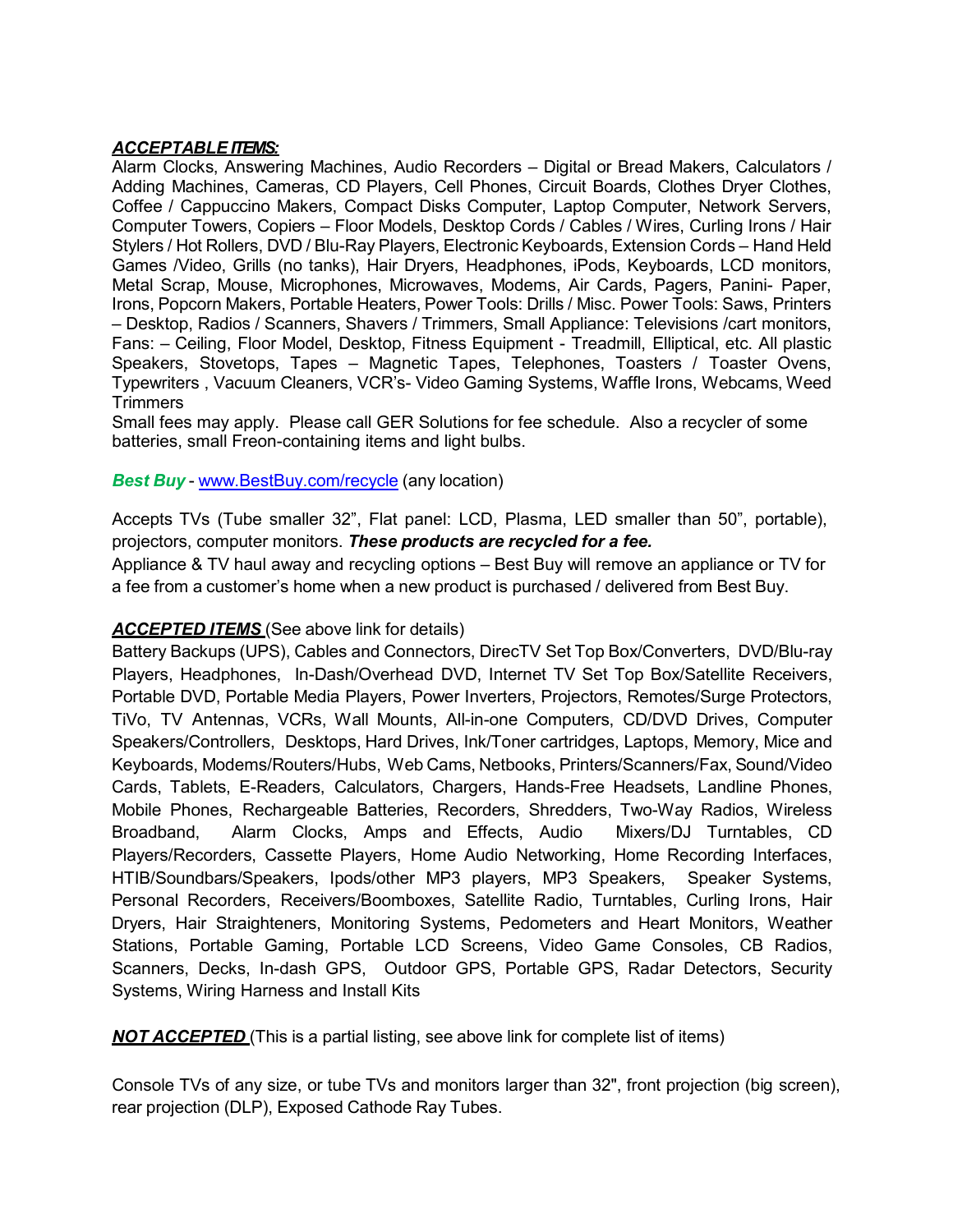***ACCEPTABLE ITEMS:***
Alarm Clocks, Answering Machines, Audio Recorders – Digital or Bread Makers, Calculators / Adding Machines, Cameras, CD Players, Cell Phones, Circuit Boards, Clothes Dryer Clothes, Coffee / Cappuccino Makers, Compact Disks Computer, Laptop Computer, Network Servers, Computer Towers, Copiers – Floor Models, Desktop Cords / Cables / Wires, Curling Irons / Hair Stylers / Hot Rollers, DVD / Blu-Ray Players, Electronic Keyboards, Extension Cords – Hand Held Games /Video, Grills (no tanks), Hair Dryers, Headphones, iPods, Keyboards, LCD monitors, Metal Scrap, Mouse, Microphones, Microwaves, Modems, Air Cards, Pagers, Panini- Paper, Irons, Popcorn Makers, Portable Heaters, Power Tools: Drills / Misc. Power Tools: Saws, Printers – Desktop, Radios / Scanners, Shavers / Trimmers, Small Appliance: Televisions /cart monitors, Fans: – Ceiling, Floor Model, Desktop, Fitness Equipment - Treadmill, Elliptical, etc. All plastic Speakers, Stovetops, Tapes – Magnetic Tapes, Telephones, Toasters / Toaster Ovens, Typewriters , Vacuum Cleaners, VCR's- Video Gaming Systems, Waffle Irons, Webcams, Weed Trimmers
Small fees may apply. Please call GER Solutions for fee schedule. Also a recycler of some batteries, small Freon-containing items and light bulbs.

***Best Buy*** - www.BestBuy.com/recycle (any location)

Accepts TVs (Tube smaller 32", Flat panel: LCD, Plasma, LED smaller than 50", portable), projectors, computer monitors. ***These products are recycled for a fee.***
Appliance & TV haul away and recycling options – Best Buy will remove an appliance or TV for a fee from a customer's home when a new product is purchased / delivered from Best Buy.

***ACCEPTED ITEMS*** (See above link for details)
Battery Backups (UPS), Cables and Connectors, DirecTV Set Top Box/Converters, DVD/Blu-ray Players, Headphones, In-Dash/Overhead DVD, Internet TV Set Top Box/Satellite Receivers, Portable DVD, Portable Media Players, Power Inverters, Projectors, Remotes/Surge Protectors, TiVo, TV Antennas, VCRs, Wall Mounts, All-in-one Computers, CD/DVD Drives, Computer Speakers/Controllers, Desktops, Hard Drives, Ink/Toner cartridges, Laptops, Memory, Mice and Keyboards, Modems/Routers/Hubs, Web Cams, Netbooks, Printers/Scanners/Fax, Sound/Video Cards, Tablets, E-Readers, Calculators, Chargers, Hands-Free Headsets, Landline Phones, Mobile Phones, Rechargeable Batteries, Recorders, Shredders, Two-Way Radios, Wireless Broadband, Alarm Clocks, Amps and Effects, Audio Mixers/DJ Turntables, CD Players/Recorders, Cassette Players, Home Audio Networking, Home Recording Interfaces, HTIB/Soundbars/Speakers, Ipods/other MP3 players, MP3 Speakers, Speaker Systems, Personal Recorders, Receivers/Boomboxes, Satellite Radio, Turntables, Curling Irons, Hair Dryers, Hair Straighteners, Monitoring Systems, Pedometers and Heart Monitors, Weather Stations, Portable Gaming, Portable LCD Screens, Video Game Consoles, CB Radios, Scanners, Decks, In-dash GPS, Outdoor GPS, Portable GPS, Radar Detectors, Security Systems, Wiring Harness and Install Kits

***NOT ACCEPTED*** (This is a partial listing, see above link for complete list of items)

Console TVs of any size, or tube TVs and monitors larger than 32", front projection (big screen), rear projection (DLP), Exposed Cathode Ray Tubes.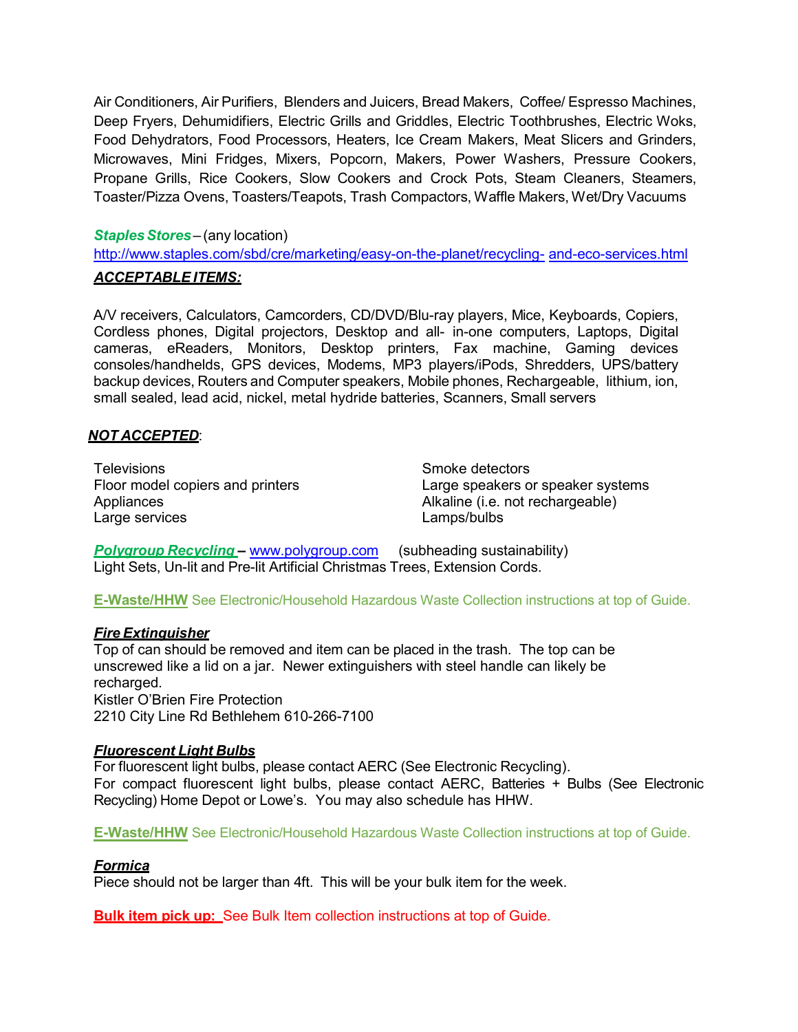Air Conditioners, Air Purifiers, Blenders and Juicers, Bread Makers, Coffee/ Espresso Machines, Deep Fryers, Dehumidifiers, Electric Grills and Griddles, Electric Toothbrushes, Electric Woks, Food Dehydrators, Food Processors, Heaters, Ice Cream Makers, Meat Slicers and Grinders, Microwaves, Mini Fridges, Mixers, Popcorn, Makers, Power Washers, Pressure Cookers, Propane Grills, Rice Cookers, Slow Cookers and Crock Pots, Steam Cleaners, Steamers, Toaster/Pizza Ovens, Toasters/Teapots, Trash Compactors, Waffle Makers, Wet/Dry Vacuums

***Staples Stores*** – (any location)
http://www.staples.com/sbd/cre/marketing/easy-on-the-planet/recycling- and-eco-services.html

***ACCEPTABLE ITEMS:***

A/V receivers, Calculators, Camcorders, CD/DVD/Blu-ray players, Mice, Keyboards, Copiers, Cordless phones, Digital projectors, Desktop and all- in-one computers, Laptops, Digital cameras, eReaders, Monitors, Desktop printers, Fax machine, Gaming devices consoles/handhelds, GPS devices, Modems, MP3 players/iPods, Shredders, UPS/battery backup devices, Routers and Computer speakers, Mobile phones, Rechargeable, lithium, ion, small sealed, lead acid, nickel, metal hydride batteries, Scanners, Small servers

***NOT ACCEPTED***:

Televisions
Floor model copiers and printers
Appliances
Large services
Smoke detectors
Large speakers or speaker systems
Alkaline (i.e. not rechargeable)
Lamps/bulbs

***Polygroup Recycling*** – www.polygroup.com (subheading sustainability)
Light Sets, Un-lit and Pre-lit Artificial Christmas Trees, Extension Cords.

**E-Waste/HHW** See Electronic/Household Hazardous Waste Collection instructions at top of Guide.

***Fire Extinguisher***
Top of can should be removed and item can be placed in the trash. The top can be unscrewed like a lid on a jar. Newer extinguishers with steel handle can likely be recharged.
Kistler O'Brien Fire Protection
2210 City Line Rd Bethlehem 610-266-7100

***Fluorescent Light Bulbs***
For fluorescent light bulbs, please contact AERC (See Electronic Recycling).
For compact fluorescent light bulbs, please contact AERC, Batteries + Bulbs (See Electronic Recycling) Home Depot or Lowe's. You may also schedule has HHW.

**E-Waste/HHW** See Electronic/Household Hazardous Waste Collection instructions at top of Guide.

***Formica***
Piece should not be larger than 4ft. This will be your bulk item for the week.

**Bulk item pick up:** See Bulk Item collection instructions at top of Guide.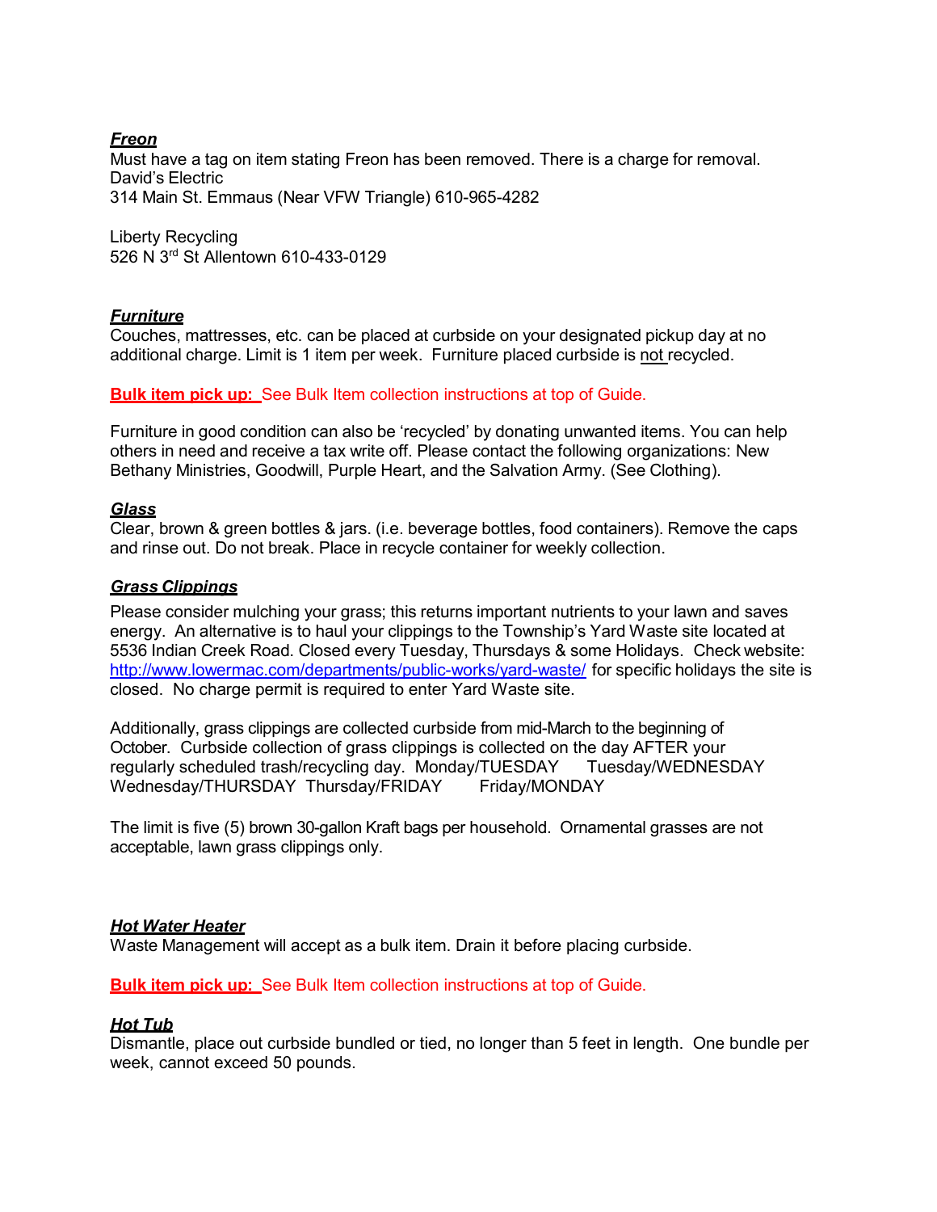***Freon***
Must have a tag on item stating Freon has been removed. There is a charge for removal.
David's Electric
314 Main St. Emmaus (Near VFW Triangle) 610-965-4282

Liberty Recycling
526 N 3rd St Allentown 610-433-0129

***Furniture***
Couches, mattresses, etc. can be placed at curbside on your designated pickup day at no additional charge. Limit is 1 item per week. Furniture placed curbside is not recycled.

**Bulk item pick up:** See Bulk Item collection instructions at top of Guide.

Furniture in good condition can also be 'recycled' by donating unwanted items. You can help others in need and receive a tax write off. Please contact the following organizations: New Bethany Ministries, Goodwill, Purple Heart, and the Salvation Army. (See Clothing).

***Glass***
Clear, brown & green bottles & jars. (i.e. beverage bottles, food containers). Remove the caps and rinse out. Do not break. Place in recycle container for weekly collection.

***Grass Clippings***
Please consider mulching your grass; this returns important nutrients to your lawn and saves energy. An alternative is to haul your clippings to the Township's Yard Waste site located at 5536 Indian Creek Road. Closed every Tuesday, Thursdays & some Holidays. Check website: http://www.lowermac.com/departments/public-works/yard-waste/ for specific holidays the site is closed. No charge permit is required to enter Yard Waste site.

Additionally, grass clippings are collected curbside from mid-March to the beginning of October. Curbside collection of grass clippings is collected on the day AFTER your regularly scheduled trash/recycling day. Monday/TUESDAY Tuesday/WEDNESDAY Wednesday/THURSDAY Thursday/FRIDAY Friday/MONDAY

The limit is five (5) brown 30-gallon Kraft bags per household. Ornamental grasses are not acceptable, lawn grass clippings only.

***Hot Water Heater***
Waste Management will accept as a bulk item. Drain it before placing curbside.

**Bulk item pick up:** See Bulk Item collection instructions at top of Guide.

***Hot Tub***
Dismantle, place out curbside bundled or tied, no longer than 5 feet in length. One bundle per week, cannot exceed 50 pounds.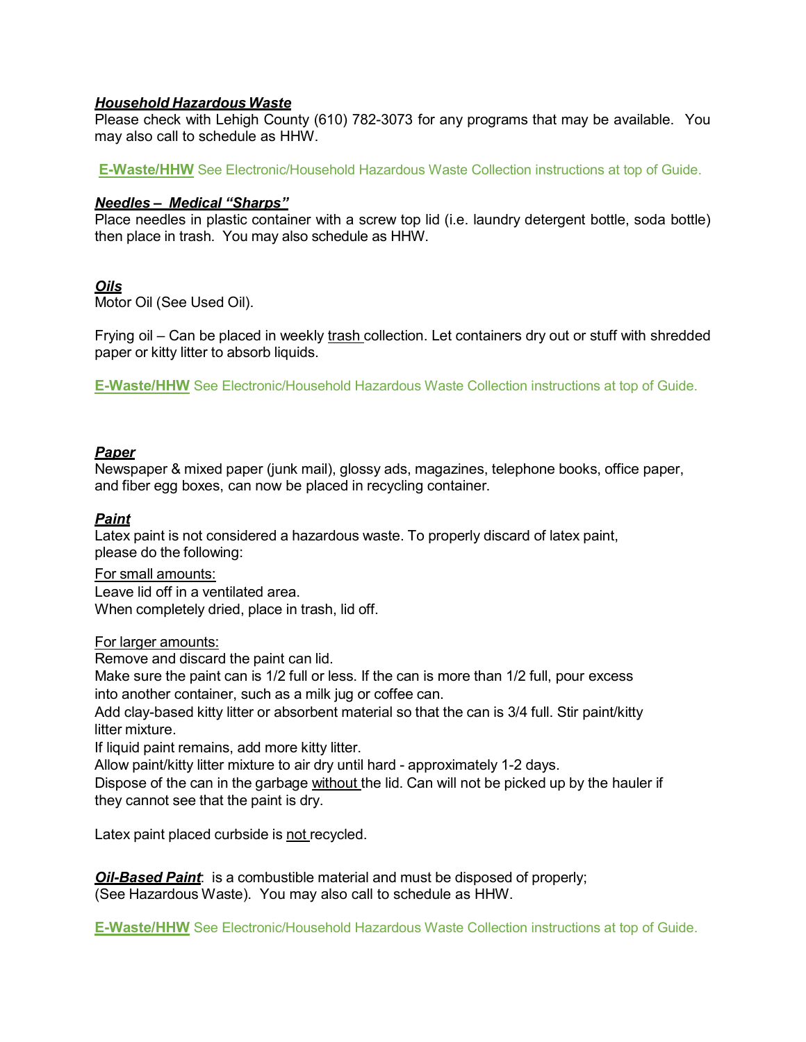***Household Hazardous Waste***
Please check with Lehigh County (610) 782-3073 for any programs that may be available. You may also call to schedule as HHW.

**E-Waste/HHW** See Electronic/Household Hazardous Waste Collection instructions at top of Guide.

***Needles – Medical "Sharps"***
Place needles in plastic container with a screw top lid (i.e. laundry detergent bottle, soda bottle) then place in trash. You may also schedule as HHW.

***Oils***
Motor Oil (See Used Oil).

Frying oil – Can be placed in weekly trash collection. Let containers dry out or stuff with shredded paper or kitty litter to absorb liquids.

**E-Waste/HHW** See Electronic/Household Hazardous Waste Collection instructions at top of Guide.

***Paper***
Newspaper & mixed paper (junk mail), glossy ads, magazines, telephone books, office paper, and fiber egg boxes, can now be placed in recycling container.

***Paint***
Latex paint is not considered a hazardous waste. To properly discard of latex paint, please do the following:

For small amounts:
Leave lid off in a ventilated area.
When completely dried, place in trash, lid off.

For larger amounts:
Remove and discard the paint can lid.
Make sure the paint can is 1/2 full or less. If the can is more than 1/2 full, pour excess into another container, such as a milk jug or coffee can.
Add clay-based kitty litter or absorbent material so that the can is 3/4 full. Stir paint/kitty litter mixture.
If liquid paint remains, add more kitty litter.
Allow paint/kitty litter mixture to air dry until hard - approximately 1-2 days.
Dispose of the can in the garbage without the lid. Can will not be picked up by the hauler if they cannot see that the paint is dry.

Latex paint placed curbside is not recycled.

***Oil-Based Paint***: is a combustible material and must be disposed of properly; (See Hazardous Waste). You may also call to schedule as HHW.

**E-Waste/HHW** See Electronic/Household Hazardous Waste Collection instructions at top of Guide.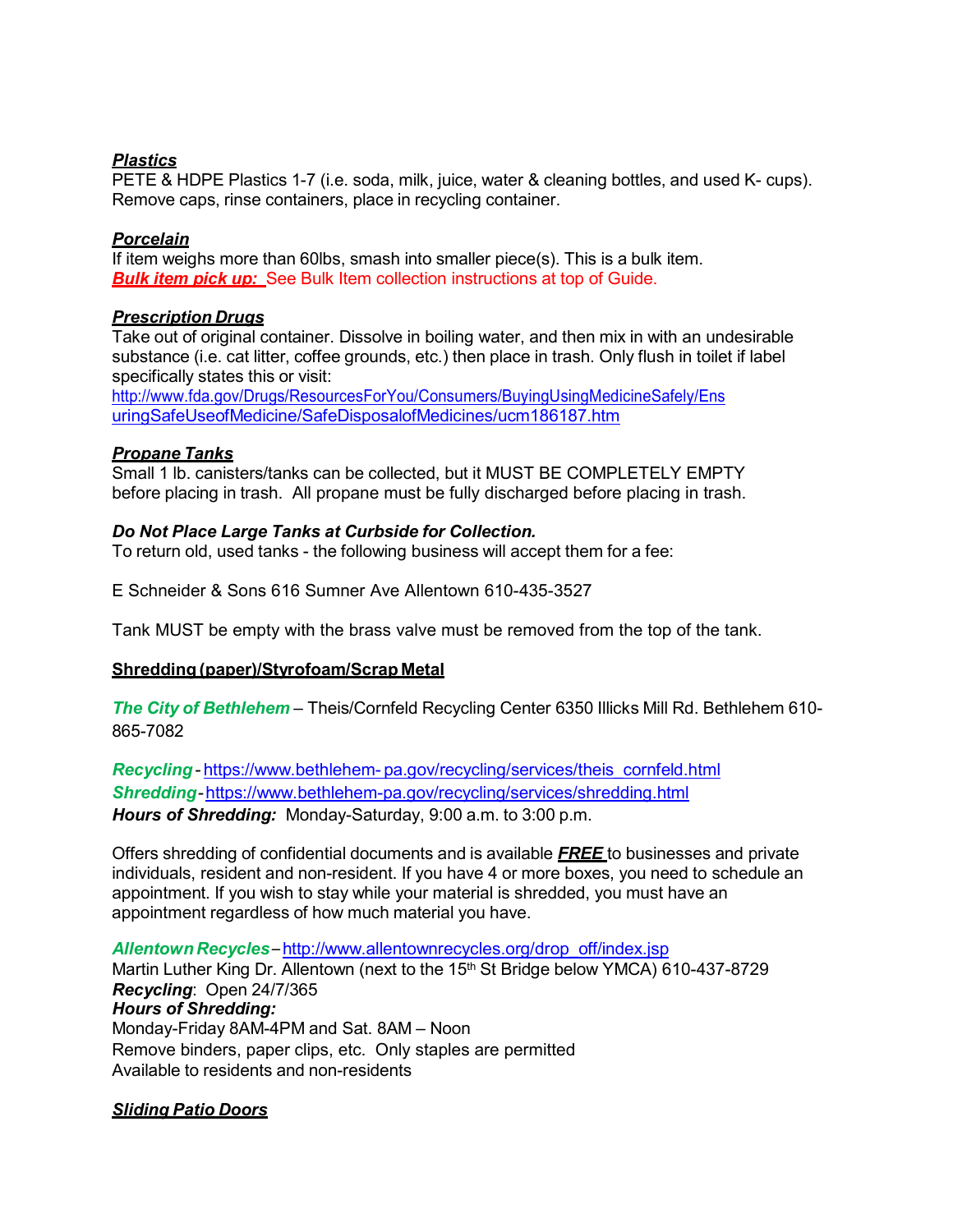***Plastics***
PETE & HDPE Plastics 1-7 (i.e. soda, milk, juice, water & cleaning bottles, and used K- cups). Remove caps, rinse containers, place in recycling container.

***Porcelain***
If item weighs more than 60lbs, smash into smaller piece(s). This is a bulk item.
***Bulk item pick up:*** See Bulk Item collection instructions at top of Guide.

***Prescription Drugs***
Take out of original container. Dissolve in boiling water, and then mix in with an undesirable substance (i.e. cat litter, coffee grounds, etc.) then place in trash. Only flush in toilet if label specifically states this or visit:
http://www.fda.gov/Drugs/ResourcesForYou/Consumers/BuyingUsingMedicineSafely/EnsuringSafeUseofMedicine/SafeDisposalofMedicines/ucm186187.htm

***Propane Tanks***
Small 1 lb. canisters/tanks can be collected, but it MUST BE COMPLETELY EMPTY before placing in trash. All propane must be fully discharged before placing in trash.

***Do Not Place Large Tanks at Curbside for Collection.***
To return old, used tanks - the following business will accept them for a fee:

E Schneider & Sons 616 Sumner Ave Allentown 610-435-3527

Tank MUST be empty with the brass valve must be removed from the top of the tank.

**Shredding (paper)/Styrofoam/Scrap Metal**

***The City of Bethlehem*** – Theis/Cornfeld Recycling Center 6350 Illicks Mill Rd. Bethlehem 610-865-7082

***Recycling*** - https://www.bethlehem-pa.gov/recycling/services/theis_cornfeld.html
***Shredding*** - https://www.bethlehem-pa.gov/recycling/services/shredding.html
***Hours of Shredding:*** Monday-Saturday, 9:00 a.m. to 3:00 p.m.

Offers shredding of confidential documents and is available ***FREE*** to businesses and private individuals, resident and non-resident. If you have 4 or more boxes, you need to schedule an appointment. If you wish to stay while your material is shredded, you must have an appointment regardless of how much material you have.

***Allentown Recycles*** – http://www.allentownrecycles.org/drop_off/index.jsp
Martin Luther King Dr. Allentown (next to the 15th St Bridge below YMCA) 610-437-8729
***Recycling***: Open 24/7/365
***Hours of Shredding:***
Monday-Friday 8AM-4PM and Sat. 8AM – Noon
Remove binders, paper clips, etc. Only staples are permitted
Available to residents and non-residents

***Sliding Patio Doors***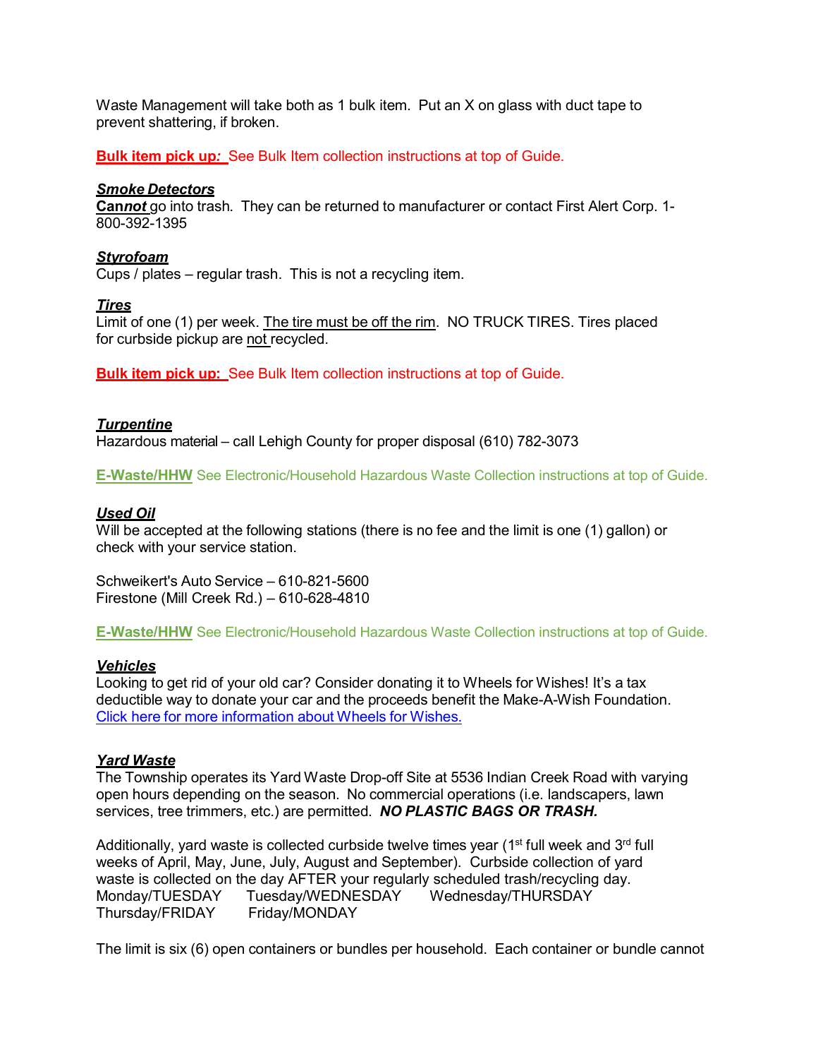Waste Management will take both as 1 bulk item. Put an X on glass with duct tape to prevent shattering, if broken.

**Bulk item pick up:** See Bulk Item collection instructions at top of Guide.

***Smoke Detectors***

***Cannot*** go into trash. They can be returned to manufacturer or contact First Alert Corp. 1-800-392-1395

***Styrofoam***

Cups / plates – regular trash. This is not a recycling item.

***Tires***

Limit of one (1) per week. The tire must be off the rim. NO TRUCK TIRES. Tires placed for curbside pickup are not recycled.

**Bulk item pick up:** See Bulk Item collection instructions at top of Guide.

***Turpentine***

Hazardous material – call Lehigh County for proper disposal (610) 782-3073

**E-Waste/HHW** See Electronic/Household Hazardous Waste Collection instructions at top of Guide.

***Used Oil***

Will be accepted at the following stations (there is no fee and the limit is one (1) gallon) or check with your service station.

Schweikert's Auto Service – 610-821-5600
Firestone (Mill Creek Rd.) – 610-628-4810

**E-Waste/HHW** See Electronic/Household Hazardous Waste Collection instructions at top of Guide.

***Vehicles***

Looking to get rid of your old car? Consider donating it to Wheels for Wishes! It's a tax deductible way to donate your car and the proceeds benefit the Make-A-Wish Foundation. Click here for more information about Wheels for Wishes.

***Yard Waste***

The Township operates its Yard Waste Drop-off Site at 5536 Indian Creek Road with varying open hours depending on the season. No commercial operations (i.e. landscapers, lawn services, tree trimmers, etc.) are permitted. ***NO PLASTIC BAGS OR TRASH.***

Additionally, yard waste is collected curbside twelve times year (1st full week and 3rd full weeks of April, May, June, July, August and September). Curbside collection of yard waste is collected on the day AFTER your regularly scheduled trash/recycling day.
Monday/TUESDAY Tuesday/WEDNESDAY Wednesday/THURSDAY
Thursday/FRIDAY Friday/MONDAY

The limit is six (6) open containers or bundles per household. Each container or bundle cannot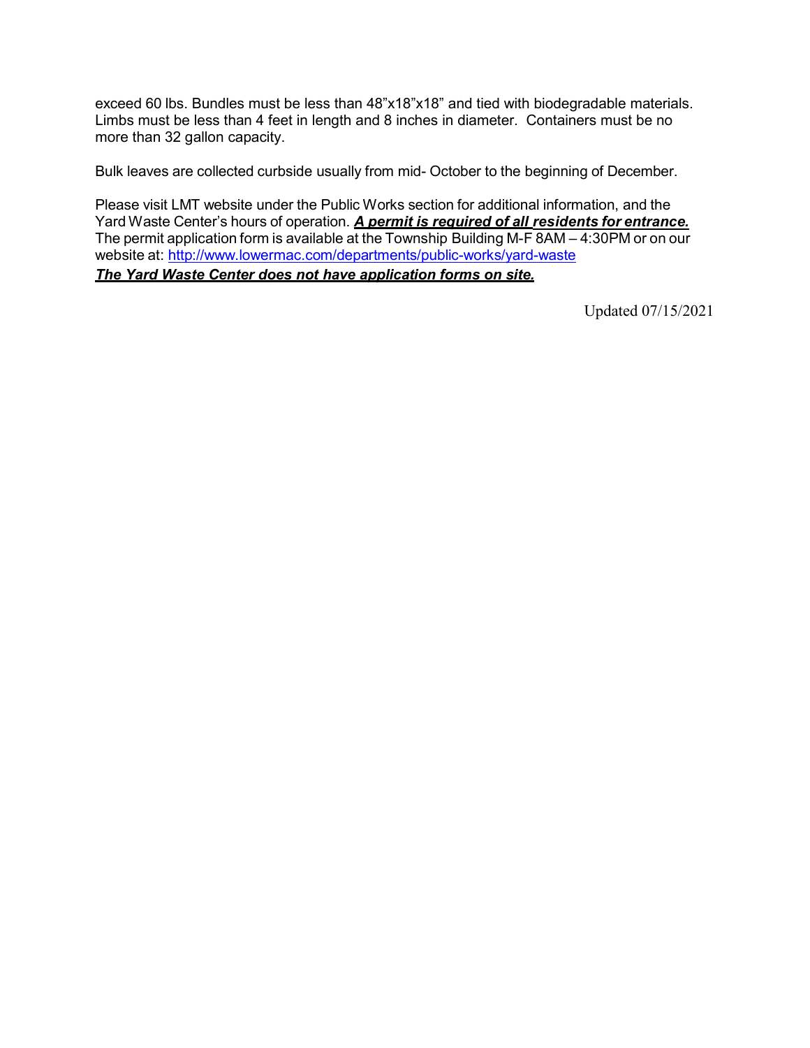exceed 60 lbs. Bundles must be less than 48”x18”x18” and tied with biodegradable materials. Limbs must be less than 4 feet in length and 8 inches in diameter. Containers must be no more than 32 gallon capacity.

Bulk leaves are collected curbside usually from mid- October to the beginning of December.

Please visit LMT website under the Public Works section for additional information, and the Yard Waste Center’s hours of operation. ***A permit is required of all residents for entrance.*** The permit application form is available at the Township Building M-F 8AM – 4:30PM or on our website at: [http://www.lowermac.com/departments/public-works/yard-waste](http://www.lowermac.com/departments/public-works/yard-waste)

***The Yard Waste Center does not have application forms on site.***

Updated 07/15/2021